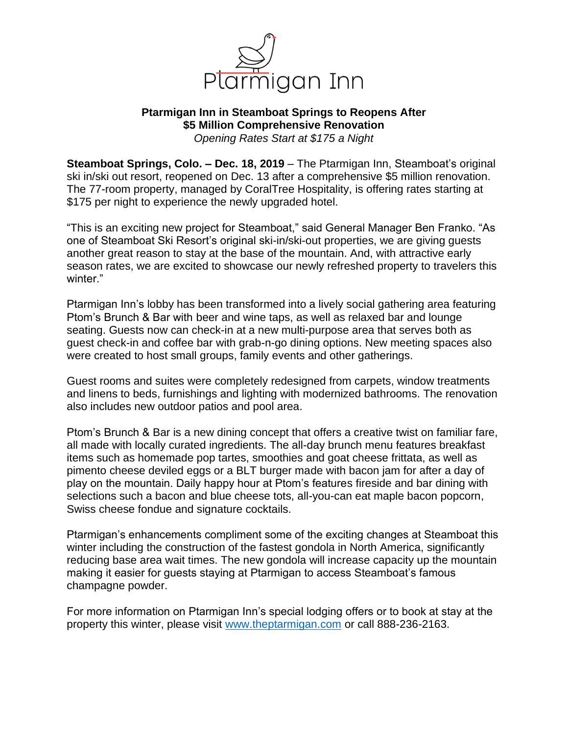Ptarmigan Inn

# Ptarmigan Inn in Steamboat Springs to Reopens After $5 Million Comprehensive Renovation

*Opening Rates Start at $175 a Night*

**Steamboat Springs, Colo. – Dec. 18, 2019** – The Ptarmigan Inn, Steamboat's original ski in/ski out resort, reopened on Dec. 13 after a comprehensive $5 million renovation. The 77-room property, managed by CoralTree Hospitality, is offering rates starting at $175 per night to experience the newly upgraded hotel.

"This is an exciting new project for Steamboat," said General Manager Ben Franko. "As one of Steamboat Ski Resort's original ski-in/ski-out properties, we are giving guests another great reason to stay at the base of the mountain. And, with attractive early season rates, we are excited to showcase our newly refreshed property to travelers this winter."

Ptarmigan Inn's lobby has been transformed into a lively social gathering area featuring Ptom's Brunch & Bar with beer and wine taps, as well as relaxed bar and lounge seating. Guests now can check-in at a new multi-purpose area that serves both as guest check-in and coffee bar with grab-n-go dining options. New meeting spaces also were created to host small groups, family events and other gatherings.

Guest rooms and suites were completely redesigned from carpets, window treatments and linens to beds, furnishings and lighting with modernized bathrooms. The renovation also includes new outdoor patios and pool area.

Ptom's Brunch & Bar is a new dining concept that offers a creative twist on familiar fare, all made with locally curated ingredients. The all-day brunch menu features breakfast items such as homemade pop tartes, smoothies and goat cheese frittata, as well as pimento cheese deviled eggs or a BLT burger made with bacon jam for after a day of play on the mountain. Daily happy hour at Ptom's features fireside and bar dining with selections such a bacon and blue cheese tots, all-you-can eat maple bacon popcorn, Swiss cheese fondue and signature cocktails.

Ptarmigan's enhancements compliment some of the exciting changes at Steamboat this winter including the construction of the fastest gondola in North America, significantly reducing base area wait times. The new gondola will increase capacity up the mountain making it easier for guests staying at Ptarmigan to access Steamboat's famous champagne powder.

For more information on Ptarmigan Inn's special lodging offers or to book at stay at the property this winter, please visit [www.theptarmigan.com](http://www.theptarmigan.com) or call 888-236-2163.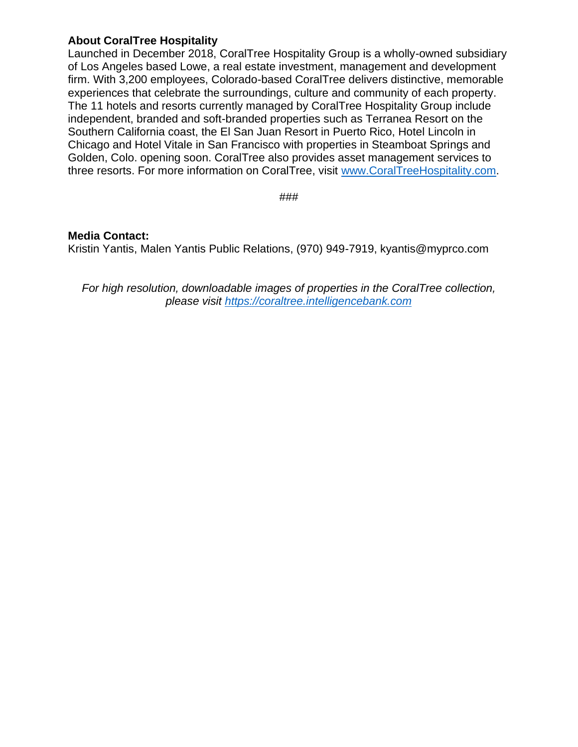**About CoralTree Hospitality**

Launched in December 2018, CoralTree Hospitality Group is a wholly-owned subsidiary of Los Angeles based Lowe, a real estate investment, management and development firm. With 3,200 employees, Colorado-based CoralTree delivers distinctive, memorable experiences that celebrate the surroundings, culture and community of each property. The 11 hotels and resorts currently managed by CoralTree Hospitality Group include independent, branded and soft-branded properties such as Terranea Resort on the Southern California coast, the El San Juan Resort in Puerto Rico, Hotel Lincoln in Chicago and Hotel Vitale in San Francisco with properties in Steamboat Springs and Golden, Colo. opening soon. CoralTree also provides asset management services to three resorts. For more information on CoralTree, visit [www.CoralTreeHospitality.com](http://www.CoralTreeHospitality.com).

###

**Media Contact:**
Kristin Yantis, Malen Yantis Public Relations, (970) 949-7919, kyantis@myprco.com

*For high resolution, downloadable images of properties in the CoralTree collection, please visit [https://coraltree.intelligencebank.com](https://coraltree.intelligencebank.com)*